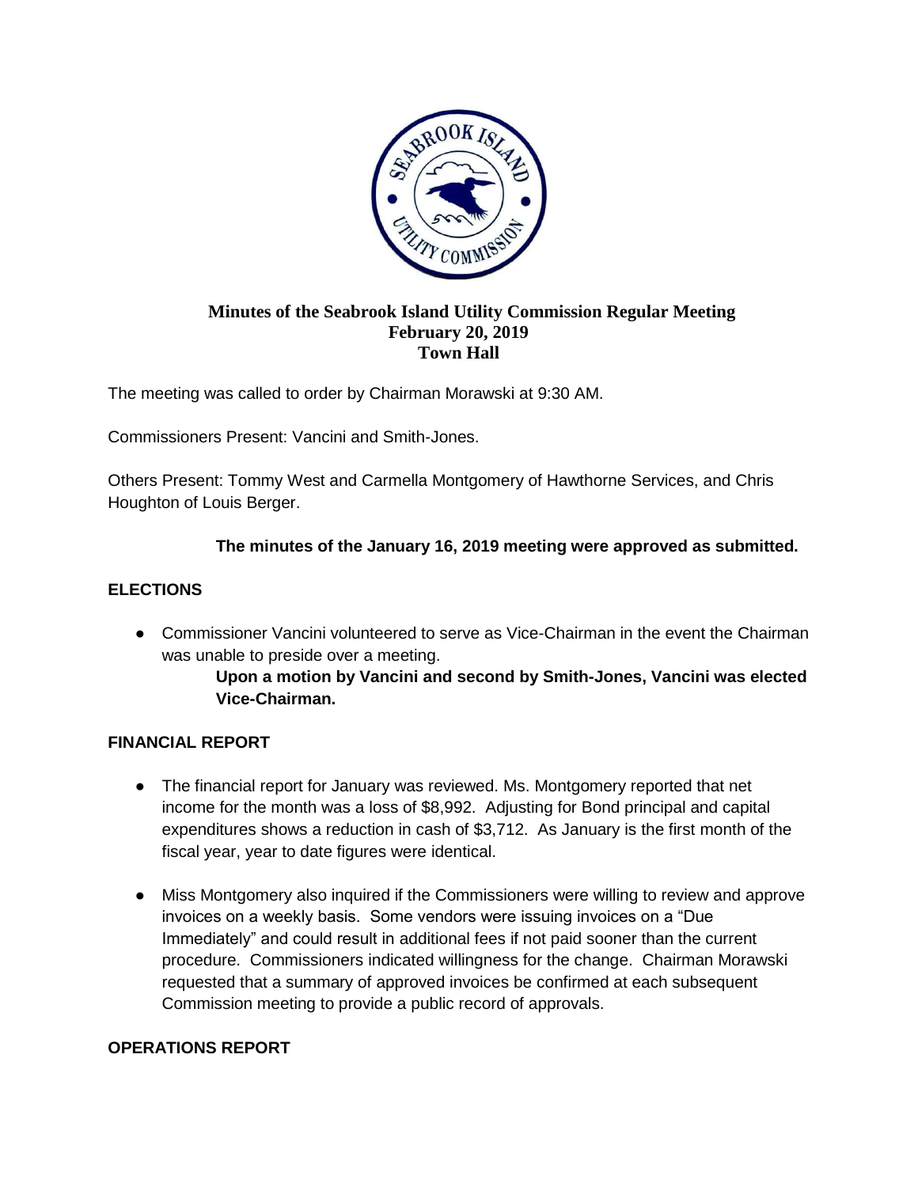**Minutes of the Seabrook Island Utility Commission Regular Meeting**
**February 20, 2019**
**Town Hall**

The meeting was called to order by Chairman Morawski at 9:30 AM.

Commissioners Present: Vancini and Smith-Jones.

Others Present: Tommy West and Carmella Montgomery of Hawthorne Services, and Chris Houghton of Louis Berger.

**The minutes of the January 16, 2019 meeting were approved as submitted.**

## ELECTIONS

- Commissioner Vancini volunteered to serve as Vice-Chairman in the event the Chairman was unable to preside over a meeting.

  **Upon a motion by Vancini and second by Smith-Jones, Vancini was elected Vice-Chairman.**

## FINANCIAL REPORT

- The financial report for January was reviewed. Ms. Montgomery reported that net income for the month was a loss of $8,992. Adjusting for Bond principal and capital expenditures shows a reduction in cash of $3,712. As January is the first month of the fiscal year, year to date figures were identical.
- Miss Montgomery also inquired if the Commissioners were willing to review and approve invoices on a weekly basis. Some vendors were issuing invoices on a "Due Immediately" and could result in additional fees if not paid sooner than the current procedure. Commissioners indicated willingness for the change. Chairman Morawski requested that a summary of approved invoices be confirmed at each subsequent Commission meeting to provide a public record of approvals.

## OPERATIONS REPORT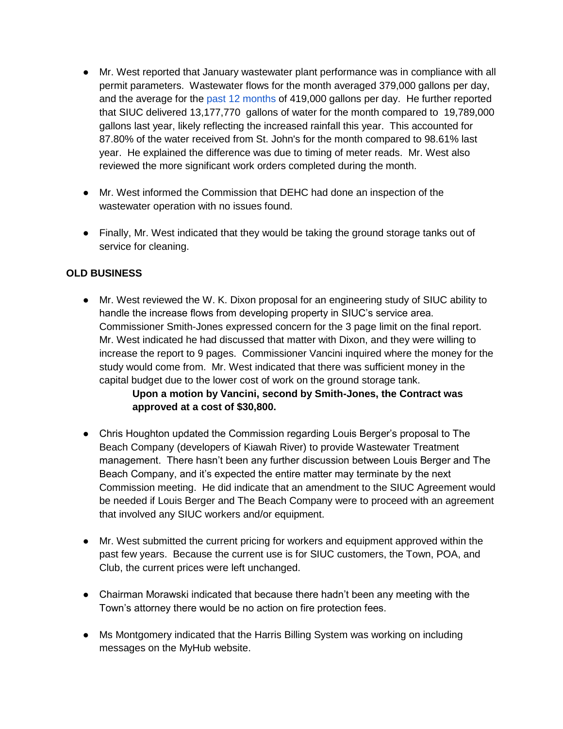- Mr. West reported that January wastewater plant performance was in compliance with all permit parameters. Wastewater flows for the month averaged 379,000 gallons per day, and the average for the past 12 months of 419,000 gallons per day. He further reported that SIUC delivered 13,177,770 gallons of water for the month compared to 19,789,000 gallons last year, likely reflecting the increased rainfall this year. This accounted for 87.80% of the water received from St. John's for the month compared to 98.61% last year. He explained the difference was due to timing of meter reads. Mr. West also reviewed the more significant work orders completed during the month.

- Mr. West informed the Commission that DEHC had done an inspection of the wastewater operation with no issues found.

- Finally, Mr. West indicated that they would be taking the ground storage tanks out of service for cleaning.

**OLD BUSINESS**

- Mr. West reviewed the W. K. Dixon proposal for an engineering study of SIUC ability to handle the increase flows from developing property in SIUC's service area. Commissioner Smith-Jones expressed concern for the 3 page limit on the final report. Mr. West indicated he had discussed that matter with Dixon, and they were willing to increase the report to 9 pages. Commissioner Vancini inquired where the money for the study would come from. Mr. West indicated that there was sufficient money in the capital budget due to the lower cost of work on the ground storage tank.

  **Upon a motion by Vancini, second by Smith-Jones, the Contract was approved at a cost of $30,800.**

- Chris Houghton updated the Commission regarding Louis Berger's proposal to The Beach Company (developers of Kiawah River) to provide Wastewater Treatment management. There hasn't been any further discussion between Louis Berger and The Beach Company, and it's expected the entire matter may terminate by the next Commission meeting. He did indicate that an amendment to the SIUC Agreement would be needed if Louis Berger and The Beach Company were to proceed with an agreement that involved any SIUC workers and/or equipment.

- Mr. West submitted the current pricing for workers and equipment approved within the past few years. Because the current use is for SIUC customers, the Town, POA, and Club, the current prices were left unchanged.

- Chairman Morawski indicated that because there hadn't been any meeting with the Town's attorney there would be no action on fire protection fees.

- Ms Montgomery indicated that the Harris Billing System was working on including messages on the MyHub website.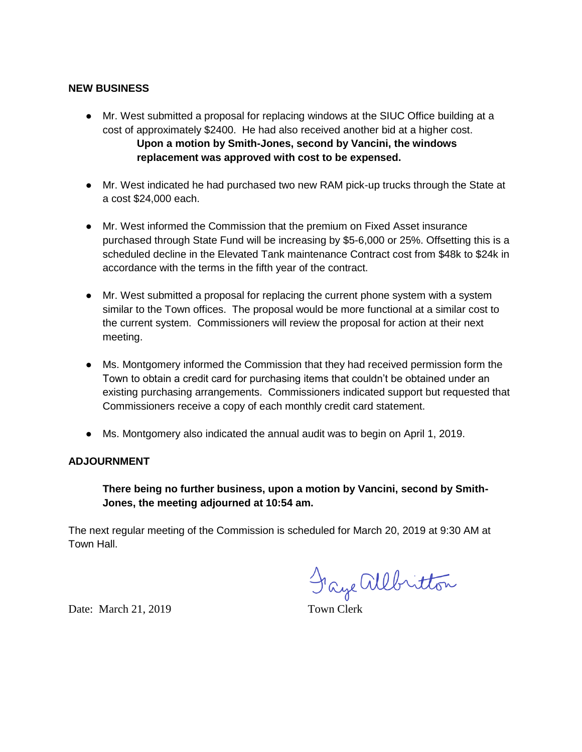## NEW BUSINESS

- Mr. West submitted a proposal for replacing windows at the SIUC Office building at a cost of approximately $2400. He had also received another bid at a higher cost.

  **Upon a motion by Smith-Jones, second by Vancini, the windows replacement was approved with cost to be expensed.**

- Mr. West indicated he had purchased two new RAM pick-up trucks through the State at a cost $24,000 each.

- Mr. West informed the Commission that the premium on Fixed Asset insurance purchased through State Fund will be increasing by $5-6,000 or 25%. Offsetting this is a scheduled decline in the Elevated Tank maintenance Contract cost from $48k to $24k in accordance with the terms in the fifth year of the contract.

- Mr. West submitted a proposal for replacing the current phone system with a system similar to the Town offices. The proposal would be more functional at a similar cost to the current system. Commissioners will review the proposal for action at their next meeting.

- Ms. Montgomery informed the Commission that they had received permission form the Town to obtain a credit card for purchasing items that couldn't be obtained under an existing purchasing arrangements. Commissioners indicated support but requested that Commissioners receive a copy of each monthly credit card statement.

- Ms. Montgomery also indicated the annual audit was to begin on April 1, 2019.

## ADJOURNMENT

**There being no further business, upon a motion by Vancini, second by Smith-Jones, the meeting adjourned at 10:54 am.**

The next regular meeting of the Commission is scheduled for March 20, 2019 at 9:30 AM at Town Hall.

Faye Allbritton

Date: March 21, 2019 Town Clerk